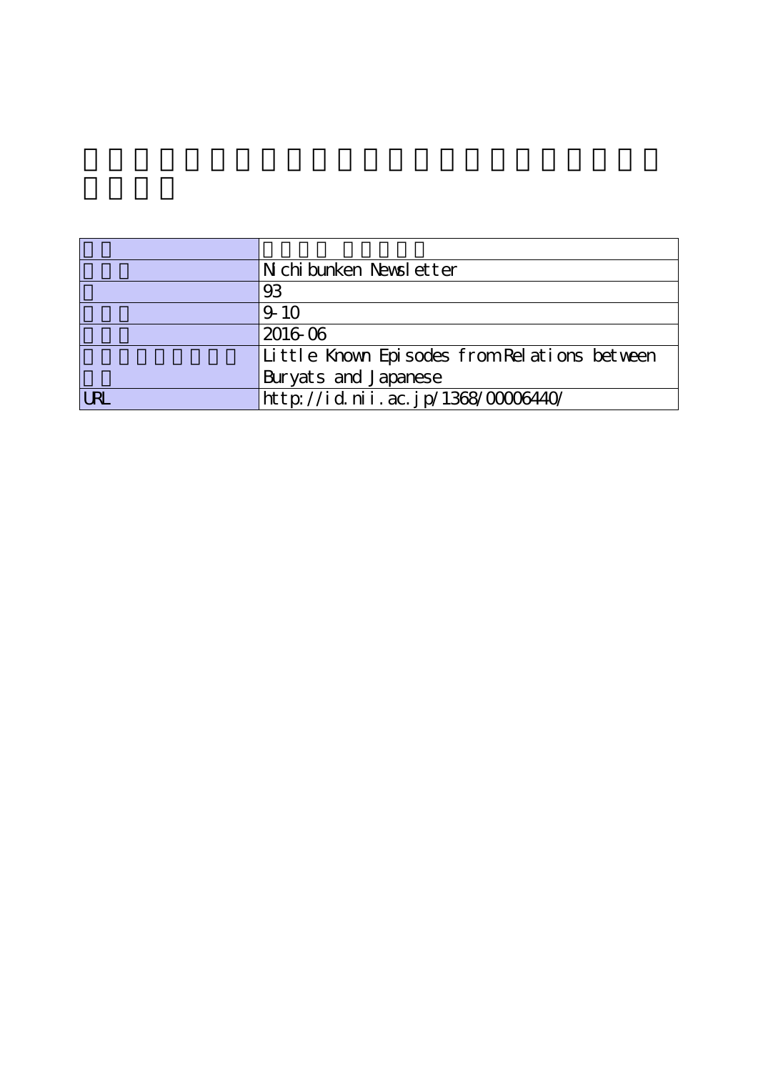| | |
|---|---|
| | |
| | Nichibunken Newsletter |
| | 93 |
| | 9-10 |
| | 2016-06 |
| | Little Known Episodes from Relations between Buryats and Japanese |
| URL | http://id.nii.ac.jp/1368/00006440/ |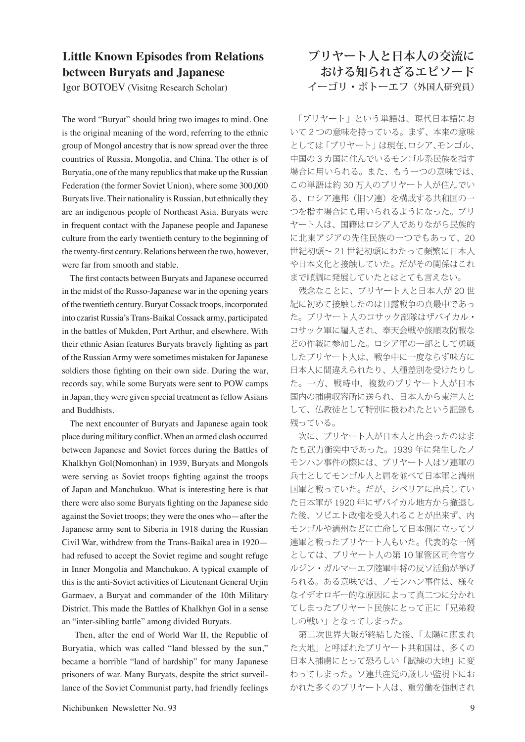## Little Known Episodes from Relations between Buryats and Japanese

Igor BOTOEV (Visitng Research Scholar)

The word "Buryat" should bring two images to mind. One is the original meaning of the word, referring to the ethnic group of Mongol ancestry that is now spread over the three countries of Russia, Mongolia, and China. The other is of Buryatia, one of the many republics that make up the Russian Federation (the former Soviet Union), where some 300,000 Buryats live. Their nationality is Russian, but ethnically they are an indigenous people of Northeast Asia. Buryats were in frequent contact with the Japanese people and Japanese culture from the early twentieth century to the beginning of the twenty-first century. Relations between the two, however, were far from smooth and stable.

The first contacts between Buryats and Japanese occurred in the midst of the Russo-Japanese war in the opening years of the twentieth century. Buryat Cossack troops, incorporated into czarist Russia's Trans-Baikal Cossack army, participated in the battles of Mukden, Port Arthur, and elsewhere. With their ethnic Asian features Buryats bravely fighting as part of the Russian Army were sometimes mistaken for Japanese soldiers those fighting on their own side. During the war, records say, while some Buryats were sent to POW camps in Japan, they were given special treatment as fellow Asians and Buddhists.

The next encounter of Buryats and Japanese again took place during military conflict. When an armed clash occurred between Japanese and Soviet forces during the Battles of Khalkhyn Gol(Nomonhan) in 1939, Buryats and Mongols were serving as Soviet troops fighting against the troops of Japan and Manchukuo. What is interesting here is that there were also some Buryats fighting on the Japanese side against the Soviet troops; they were the ones who—after the Japanese army sent to Siberia in 1918 during the Russian Civil War, withdrew from the Trans-Baikal area in 1920—had refused to accept the Soviet regime and sought refuge in Inner Mongolia and Manchukuo. A typical example of this is the anti-Soviet activities of Lieutenant General Urjin Garmaev, a Buryat and commander of the 10th Military District. This made the Battles of Khalkhyn Gol in a sense an "inter-sibling battle" among divided Buryats.

Then, after the end of World War II, the Republic of Buryatia, which was called "land blessed by the sun," became a horrible "land of hardship" for many Japanese prisoners of war. Many Buryats, despite the strict surveillance of the Soviet Communist party, had friendly feelings

## ブリヤート人と日本人の交流における知られざるエピソード

イーゴリ・ボトーエフ（外国人研究員）

「ブリヤート」という単語は、現代日本語において２つの意味を持っている。まず、本来の意味としては「ブリヤート」は現在､ロシア､モンゴル、中国の３カ国に住んでいるモンゴル系民族を指す場合に用いられる。また、もう一つの意味では、この単語は約 30 万人のブリヤート人が住んでいる、ロシア連邦（旧ソ連）を構成する共和国の一つを指す場合にも用いられるようになった。ブリヤート人は、国籍はロシア人でありながら民族的に北東アジアの先住民族の一つでもあって、20 世紀初頭〜 21 世紀初頭にわたって頻繁に日本人や日本文化と接触していた。だがその関係はこれまで順調に発展していたとはとても言えない。

残念なことに、ブリヤート人と日本人が 20 世紀に初めて接触したのは日露戦争の真最中であった。ブリヤート人のコサック部隊はザバイカル・コサック軍に編入され、奉天会戦や旅順攻防戦などの作戦に参加した。ロシア軍の一部として勇戦したブリヤート人は、戦争中に一度ならず味方に日本人に間違えられたり、人種差別を受けたりした。一方、戦時中、複数のブリヤート人が日本国内の捕虜収容所に送られ、日本人から東洋人として、仏教徒として特別に扱われたという記録も残っている。

次に、ブリヤート人が日本人と出会ったのはまたも武力衝突中であった。1939 年に発生したノモンハン事件の際には、ブリヤート人はソ連軍の兵士としてモンゴル人と肩を並べて日本軍と満州国軍と戦っていた。だが、シベリアに出兵していた日本軍が 1920 年にザバイカル地方から撤退した後、ソビエト政権を受入れることが出来ず、内モンゴルや満州などに亡命して日本側に立ってソ連軍と戦ったブリヤート人もいた。代表的な一例としては、ブリヤート人の第 10 軍管区司令官ウルジン・ガルマーエフ陸軍中将の反ソ活動が挙げられる。ある意味では、ノモンハン事件は、様々なイデオロギー的な原因によって真二つに分かれてしまったブリヤート民族にとって正に「兄弟殺しの戦い」となってしまった。

第二次世界大戦が終結した後、「太陽に恵まれた大地」と呼ばれたブリヤート共和国は、多くの日本人捕虜にとって恐ろしい「試練の大地」に変わってしまった。ソ連共産党の厳しい監視下におかれた多くのブリヤート人は、重労働を強制され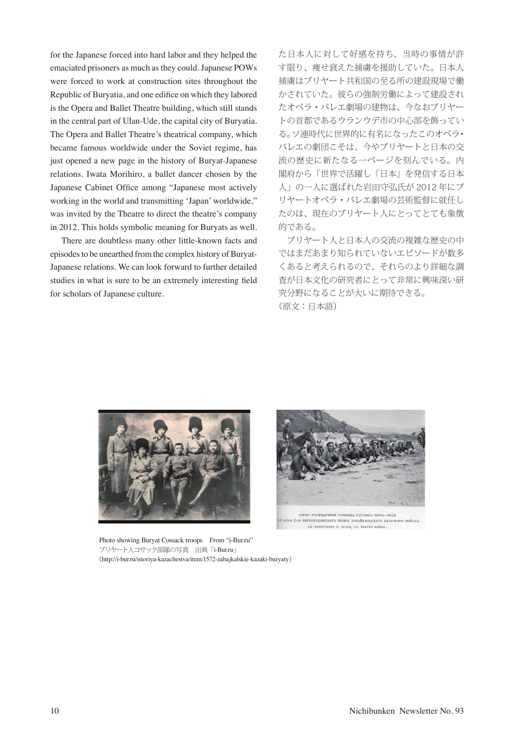for the Japanese forced into hard labor and they helped the emaciated prisoners as much as they could. Japanese POWs were forced to work at construction sites throughout the Republic of Buryatia, and one edifice on which they labored is the Opera and Ballet Theatre building, which still stands in the central part of Ulan-Ude, the capital city of Buryatia. The Opera and Ballet Theatre's theatrical company, which became famous worldwide under the Soviet regime, has just opened a new page in the history of Buryat-Japanese relations. Iwata Morihiro, a ballet dancer chosen by the Japanese Cabinet Office among "Japanese most actively working in the world and transmitting 'Japan' worldwide," was invited by the Theatre to direct the theatre's company in 2012. This holds symbolic meaning for Buryats as well.

There are doubtless many other little-known facts and episodes to be unearthed from the complex history of Buryat-Japanese relations. We can look forward to further detailed studies in what is sure to be an extremely interesting field for scholars of Japanese culture.

た日本人に対して好感を持ち、当時の事情が許す限り、痩せ衰えた捕虜を援助していた。日本人捕虜はブリヤート共和国の至る所の建設現場で働かされていた。彼らの強制労働によって建設されたオペラ・バレエ劇場の建物は、今なおブリヤートの首都であるウランウデ市の中心部を飾っている。ソ連時代に世界的に有名になったこのオペラ・バレエの劇団こそは、今やブリヤートと日本の交流の歴史に新たなる一ページを刻んでいる。内閣府から「世界で活躍し『日本』を発信する日本人」の一人に選ばれた岩田守弘氏が 2012 年にブリヤートオペラ・バレエ劇場の芸術監督に就任したのは、現在のブリヤート人にとってとても象徴的である。

ブリヤート人と日本人の交流の複雑な歴史の中ではまだあまり知られていないエピソードが数多くあると考えられるので、それらのより詳細な調査が日本文化の研究者にとって非常に興味深い研究分野になることが大いに期待できる。

（原文：日本語）

ГОРНО-РАЗВѢДОЧНАЯ КОМАНДА СОТНИКА ФОНЪ-ЭКСЕ
1-й СОТНИ 2-ГО ВЕРХНЕУДИНСКАГО ПОЛКА ЗАБАЙКАЛЬСКАГО КАЗАЧЬЯГО ВОЙСКА.
СЪ ФОТОГРАФІИ В. БУЛЛА, СЪ ТЕАТРА ВОЙНЫ.

Photo showing Buryat Cossack troops　From "i-Bur.ru"
ブリヤート人コサック部隊の写真　出典「i-Bur.ru」
（http://i-bur.ru/istoriya-kazachestva/item/1572-zabajkalskie-kazaki-buryaty）